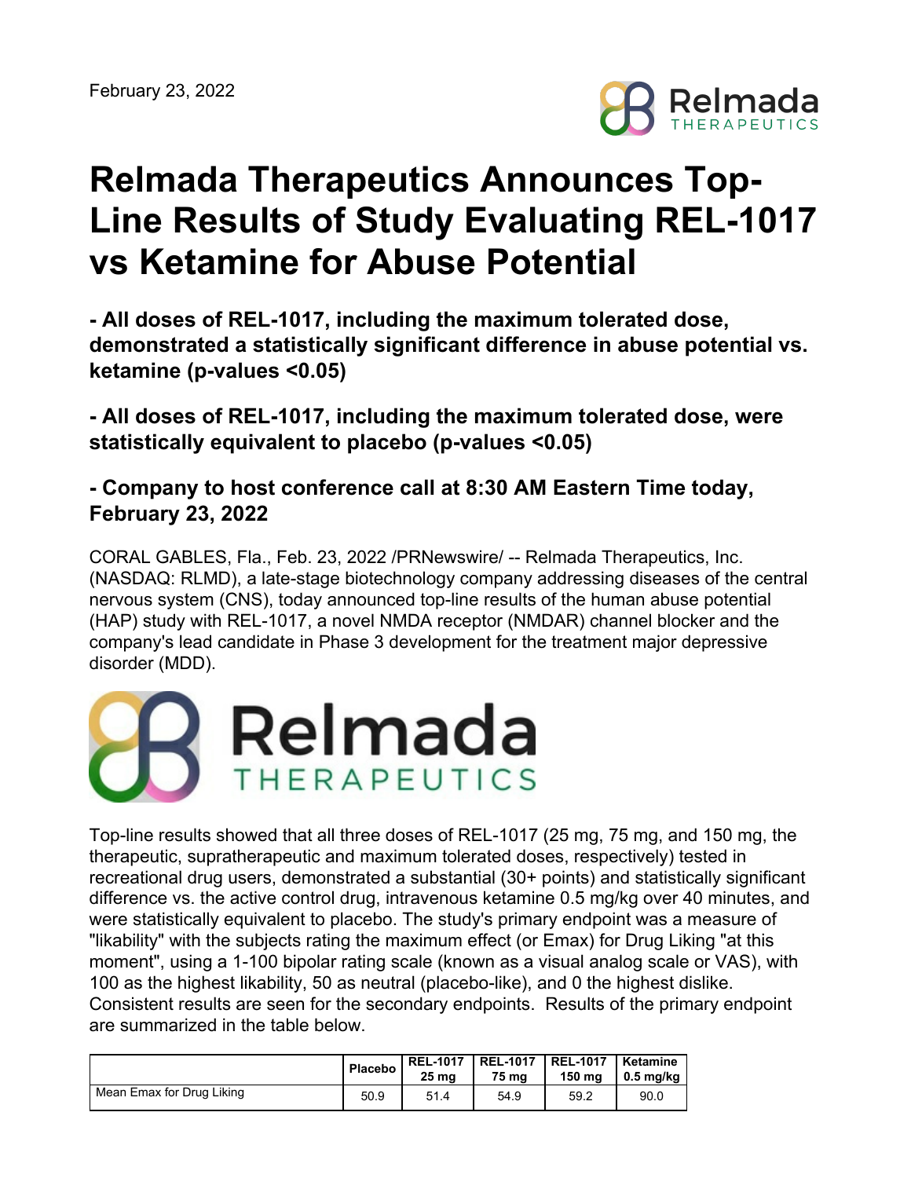February 23, 2022

# Relmada Therapeutics Announces Top-Line Results of Study Evaluating REL-1017 vs Ketamine for Abuse Potential

**- All doses of REL-1017, including the maximum tolerated dose, demonstrated a statistically significant difference in abuse potential vs. ketamine (p-values <0.05)**

**- All doses of REL-1017, including the maximum tolerated dose, were statistically equivalent to placebo (p-values <0.05)**

**- Company to host conference call at 8:30 AM Eastern Time today, February 23, 2022**

CORAL GABLES, Fla., Feb. 23, 2022 /PRNewswire/ -- Relmada Therapeutics, Inc. (NASDAQ: RLMD), a late-stage biotechnology company addressing diseases of the central nervous system (CNS), today announced top-line results of the human abuse potential (HAP) study with REL-1017, a novel NMDA receptor (NMDAR) channel blocker and the company's lead candidate in Phase 3 development for the treatment major depressive disorder (MDD).

Top-line results showed that all three doses of REL-1017 (25 mg, 75 mg, and 150 mg, the therapeutic, supratherapeutic and maximum tolerated doses, respectively) tested in recreational drug users, demonstrated a substantial (30+ points) and statistically significant difference vs. the active control drug, intravenous ketamine 0.5 mg/kg over 40 minutes, and were statistically equivalent to placebo. The study's primary endpoint was a measure of "likability" with the subjects rating the maximum effect (or Emax) for Drug Liking "at this moment", using a 1-100 bipolar rating scale (known as a visual analog scale or VAS), with 100 as the highest likability, 50 as neutral (placebo-like), and 0 the highest dislike. Consistent results are seen for the secondary endpoints. Results of the primary endpoint are summarized in the table below.

| | Placebo | REL-1017 25 mg | REL-1017 75 mg | REL-1017 150 mg | Ketamine 0.5 mg/kg |
|---|---|---|---|---|---|
| Mean Emax for Drug Liking | 50.9 | 51.4 | 54.9 | 59.2 | 90.0 |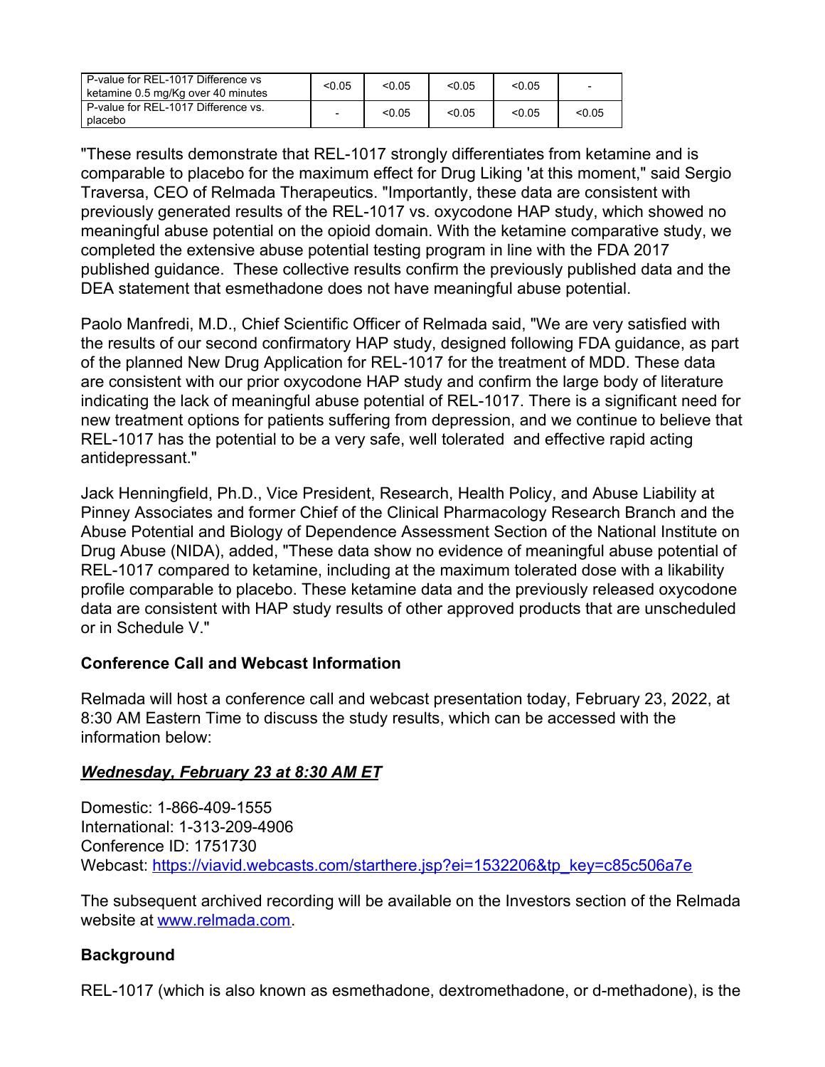| P-value for REL-1017 Difference vs ketamine 0.5 mg/Kg over 40 minutes | <0.05 | <0.05 | <0.05 | <0.05 | - |
|---|---|---|---|---|---|
| P-value for REL-1017 Difference vs. placebo | - | <0.05 | <0.05 | <0.05 | <0.05 |

"These results demonstrate that REL-1017 strongly differentiates from ketamine and is comparable to placebo for the maximum effect for Drug Liking 'at this moment,'' said Sergio Traversa, CEO of Relmada Therapeutics. "Importantly, these data are consistent with previously generated results of the REL-1017 vs. oxycodone HAP study, which showed no meaningful abuse potential on the opioid domain. With the ketamine comparative study, we completed the extensive abuse potential testing program in line with the FDA 2017 published guidance. These collective results confirm the previously published data and the DEA statement that esmethadone does not have meaningful abuse potential.

Paolo Manfredi, M.D., Chief Scientific Officer of Relmada said, "We are very satisfied with the results of our second confirmatory HAP study, designed following FDA guidance, as part of the planned New Drug Application for REL-1017 for the treatment of MDD. These data are consistent with our prior oxycodone HAP study and confirm the large body of literature indicating the lack of meaningful abuse potential of REL-1017. There is a significant need for new treatment options for patients suffering from depression, and we continue to believe that REL-1017 has the potential to be a very safe, well tolerated and effective rapid acting antidepressant."

Jack Henningfield, Ph.D., Vice President, Research, Health Policy, and Abuse Liability at Pinney Associates and former Chief of the Clinical Pharmacology Research Branch and the Abuse Potential and Biology of Dependence Assessment Section of the National Institute on Drug Abuse (NIDA), added, "These data show no evidence of meaningful abuse potential of REL-1017 compared to ketamine, including at the maximum tolerated dose with a likability profile comparable to placebo. These ketamine data and the previously released oxycodone data are consistent with HAP study results of other approved products that are unscheduled or in Schedule V."

**Conference Call and Webcast Information**

Relmada will host a conference call and webcast presentation today, February 23, 2022, at 8:30 AM Eastern Time to discuss the study results, which can be accessed with the information below:

***Wednesday, February 23 at 8:30 AM ET***

Domestic: 1-866-409-1555
International: 1-313-209-4906
Conference ID: 1751730
Webcast: [https://viavid.webcasts.com/starthere.jsp?ei=1532206&tp_key=c85c506a7e](https://viavid.webcasts.com/starthere.jsp?ei=1532206&tp_key=c85c506a7e)

The subsequent archived recording will be available on the Investors section of the Relmada website at [www.relmada.com](http://www.relmada.com).

**Background**

REL-1017 (which is also known as esmethadone, dextromethadone, or d-methadone), is the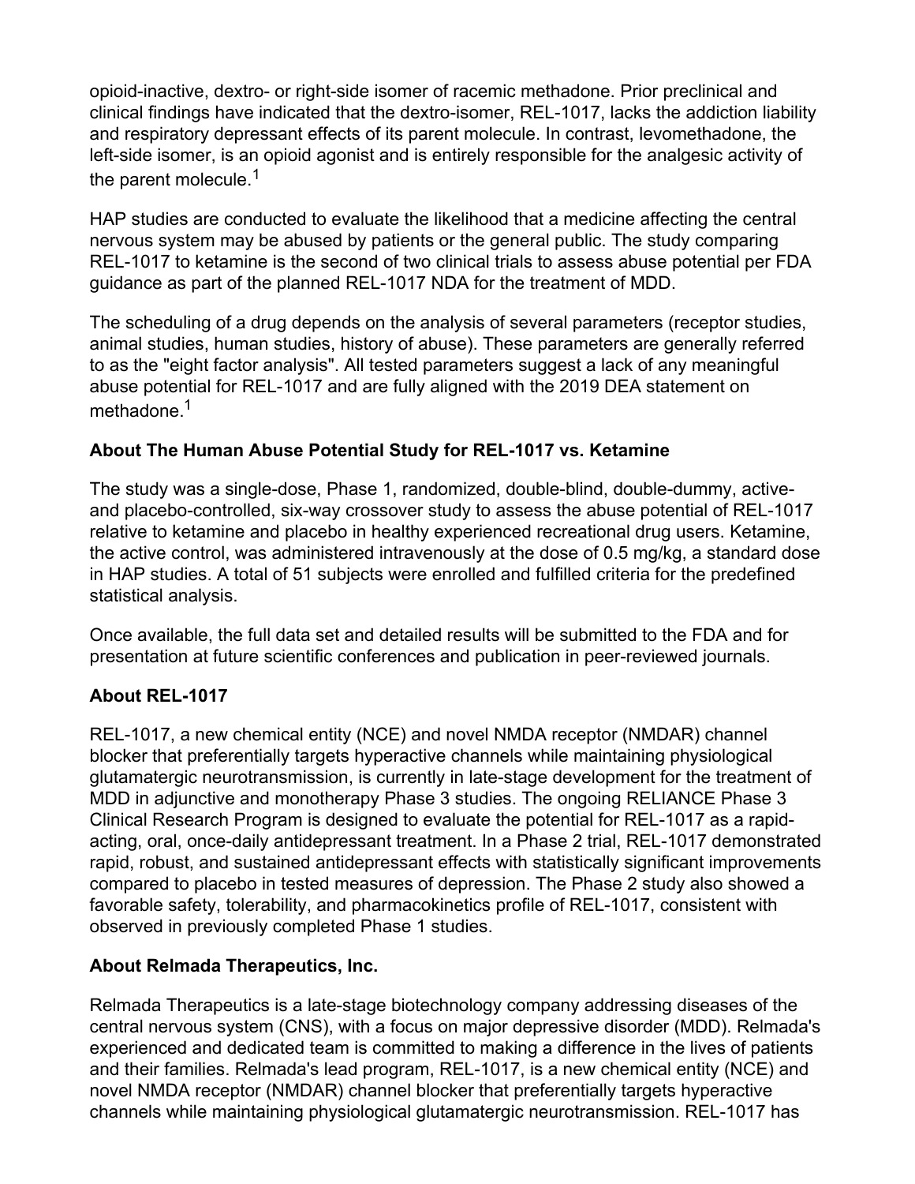opioid-inactive, dextro- or right-side isomer of racemic methadone. Prior preclinical and clinical findings have indicated that the dextro-isomer, REL-1017, lacks the addiction liability and respiratory depressant effects of its parent molecule. In contrast, levomethadone, the left-side isomer, is an opioid agonist and is entirely responsible for the analgesic activity of the parent molecule.[1]

HAP studies are conducted to evaluate the likelihood that a medicine affecting the central nervous system may be abused by patients or the general public. The study comparing REL-1017 to ketamine is the second of two clinical trials to assess abuse potential per FDA guidance as part of the planned REL-1017 NDA for the treatment of MDD.

The scheduling of a drug depends on the analysis of several parameters (receptor studies, animal studies, human studies, history of abuse). These parameters are generally referred to as the "eight factor analysis". All tested parameters suggest a lack of any meaningful abuse potential for REL-1017 and are fully aligned with the 2019 DEA statement on methadone.[1]

**About The Human Abuse Potential Study for REL-1017 vs. Ketamine**

The study was a single-dose, Phase 1, randomized, double-blind, double-dummy, active- and placebo-controlled, six-way crossover study to assess the abuse potential of REL-1017 relative to ketamine and placebo in healthy experienced recreational drug users. Ketamine, the active control, was administered intravenously at the dose of 0.5 mg/kg, a standard dose in HAP studies. A total of 51 subjects were enrolled and fulfilled criteria for the predefined statistical analysis.

Once available, the full data set and detailed results will be submitted to the FDA and for presentation at future scientific conferences and publication in peer-reviewed journals.

**About REL-1017**

REL-1017, a new chemical entity (NCE) and novel NMDA receptor (NMDAR) channel blocker that preferentially targets hyperactive channels while maintaining physiological glutamatergic neurotransmission, is currently in late-stage development for the treatment of MDD in adjunctive and monotherapy Phase 3 studies. The ongoing RELIANCE Phase 3 Clinical Research Program is designed to evaluate the potential for REL-1017 as a rapid-acting, oral, once-daily antidepressant treatment. In a Phase 2 trial, REL-1017 demonstrated rapid, robust, and sustained antidepressant effects with statistically significant improvements compared to placebo in tested measures of depression. The Phase 2 study also showed a favorable safety, tolerability, and pharmacokinetics profile of REL-1017, consistent with observed in previously completed Phase 1 studies.

**About Relmada Therapeutics, Inc.**

Relmada Therapeutics is a late-stage biotechnology company addressing diseases of the central nervous system (CNS), with a focus on major depressive disorder (MDD). Relmada's experienced and dedicated team is committed to making a difference in the lives of patients and their families. Relmada's lead program, REL-1017, is a new chemical entity (NCE) and novel NMDA receptor (NMDAR) channel blocker that preferentially targets hyperactive channels while maintaining physiological glutamatergic neurotransmission. REL-1017 has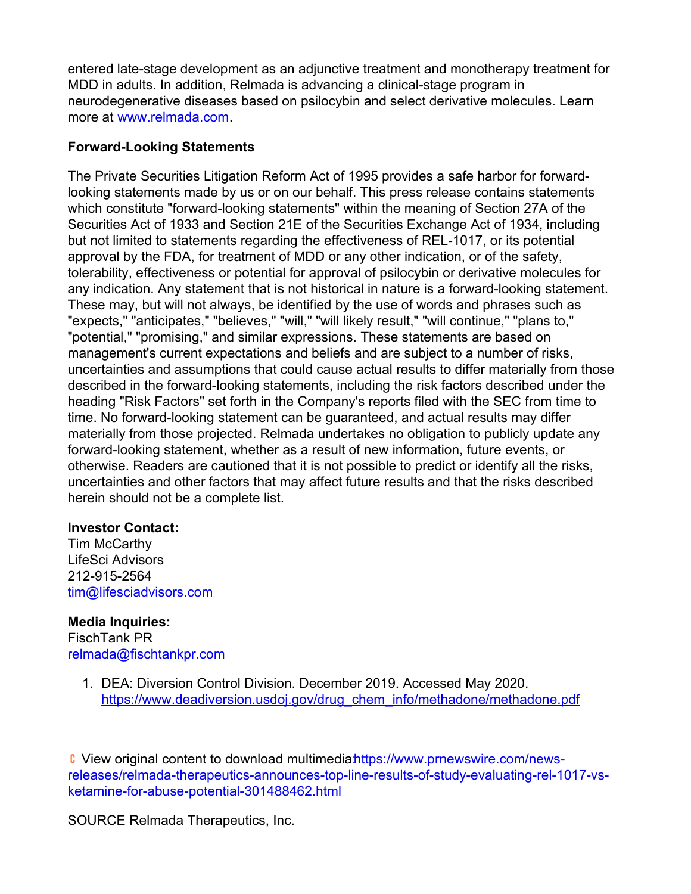entered late-stage development as an adjunctive treatment and monotherapy treatment for MDD in adults. In addition, Relmada is advancing a clinical-stage program in neurodegenerative diseases based on psilocybin and select derivative molecules. Learn more at [www.relmada.com](http://www.relmada.com).

**Forward-Looking Statements**

The Private Securities Litigation Reform Act of 1995 provides a safe harbor for forward-looking statements made by us or on our behalf. This press release contains statements which constitute "forward-looking statements" within the meaning of Section 27A of the Securities Act of 1933 and Section 21E of the Securities Exchange Act of 1934, including but not limited to statements regarding the effectiveness of REL-1017, or its potential approval by the FDA, for treatment of MDD or any other indication, or of the safety, tolerability, effectiveness or potential for approval of psilocybin or derivative molecules for any indication. Any statement that is not historical in nature is a forward-looking statement. These may, but will not always, be identified by the use of words and phrases such as "expects," "anticipates," "believes," "will," "will likely result," "will continue," "plans to," "potential," "promising," and similar expressions. These statements are based on management's current expectations and beliefs and are subject to a number of risks, uncertainties and assumptions that could cause actual results to differ materially from those described in the forward-looking statements, including the risk factors described under the heading "Risk Factors" set forth in the Company's reports filed with the SEC from time to time. No forward-looking statement can be guaranteed, and actual results may differ materially from those projected. Relmada undertakes no obligation to publicly update any forward-looking statement, whether as a result of new information, future events, or otherwise. Readers are cautioned that it is not possible to predict or identify all the risks, uncertainties and other factors that may affect future results and that the risks described herein should not be a complete list.

**Investor Contact:**
Tim McCarthy
LifeSci Advisors
212-915-2564
[tim@lifesciadvisors.com](mailto:tim@lifesciadvisors.com)

**Media Inquiries:**
FischTank PR
[relmada@fischtankpr.com](mailto:relmada@fischtankpr.com)

1. DEA: Diversion Control Division. December 2019. Accessed May 2020. [https://www.deadiversion.usdoj.gov/drug_chem_info/methadone/methadone.pdf](https://www.deadiversion.usdoj.gov/drug_chem_info/methadone/methadone.pdf)

View original content to download multimedia: [https://www.prnewswire.com/news-releases/relmada-therapeutics-announces-top-line-results-of-study-evaluating-rel-1017-vs-ketamine-for-abuse-potential-301488462.html](https://www.prnewswire.com/news-releases/relmada-therapeutics-announces-top-line-results-of-study-evaluating-rel-1017-vs-ketamine-for-abuse-potential-301488462.html)

SOURCE Relmada Therapeutics, Inc.